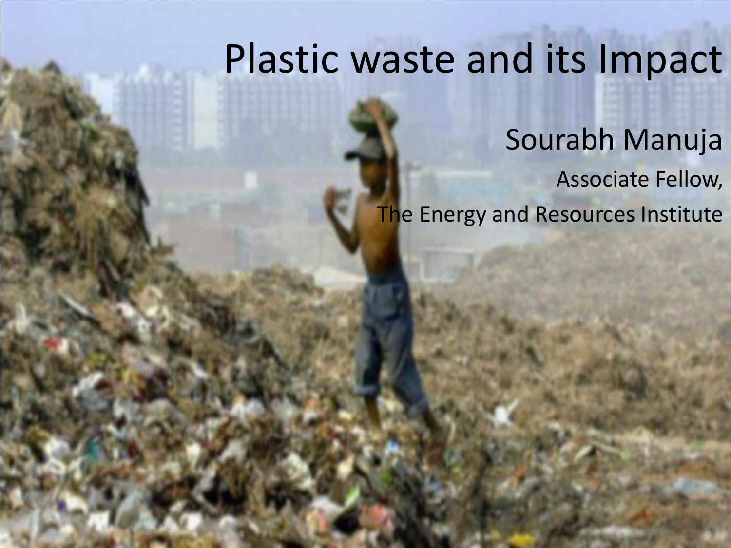# Plastic waste and its Impact

Sourabh Manuja

Associate Fellow,

The Energy and Resources Institute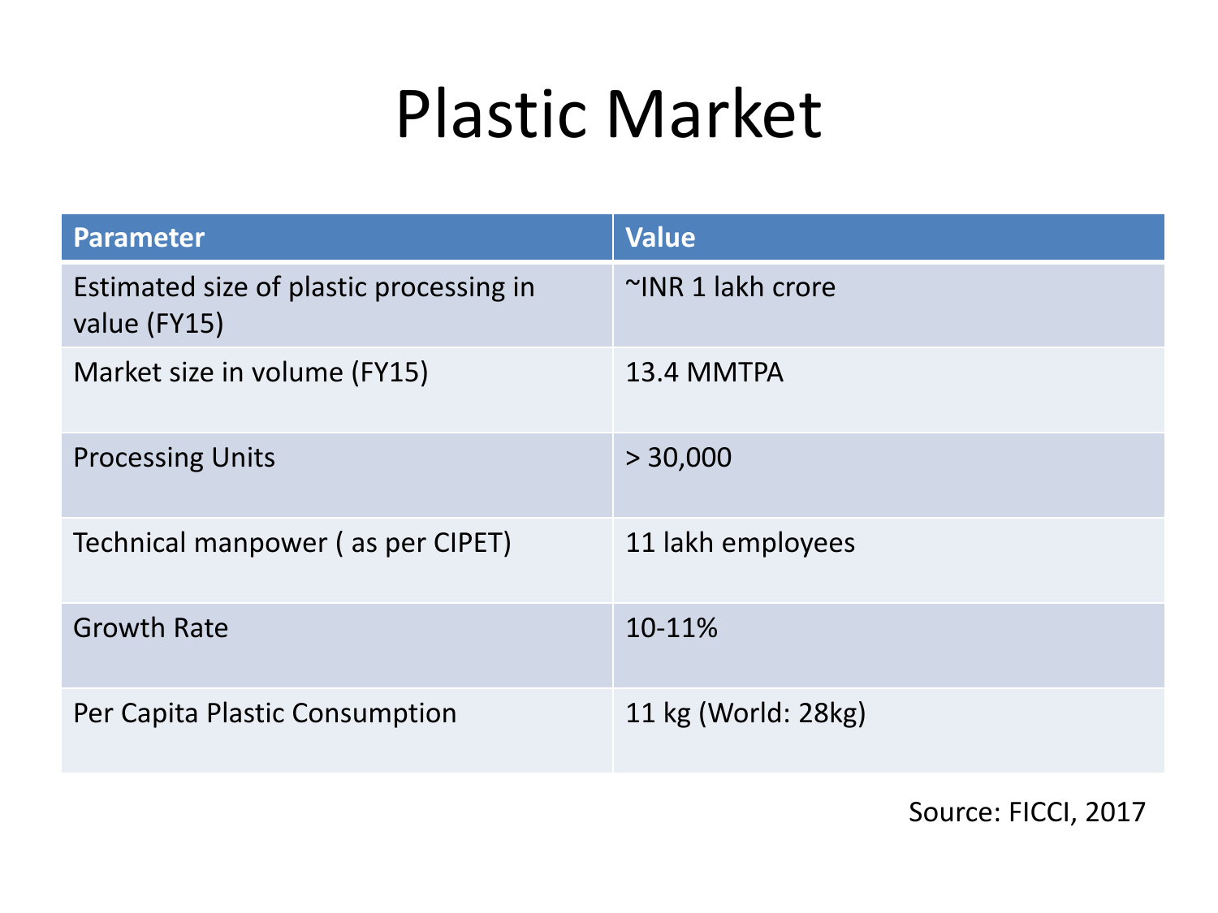# Plastic Market

| Parameter | Value |
|---|---|
| Estimated size of plastic processing in value (FY15) | ~INR 1 lakh crore |
| Market size in volume (FY15) | 13.4 MMTPA |
| Processing Units | > 30,000 |
| Technical manpower ( as per CIPET) | 11 lakh employees |
| Growth Rate | 10-11% |
| Per Capita Plastic Consumption | 11 kg (World: 28kg) |

Source: FICCI, 2017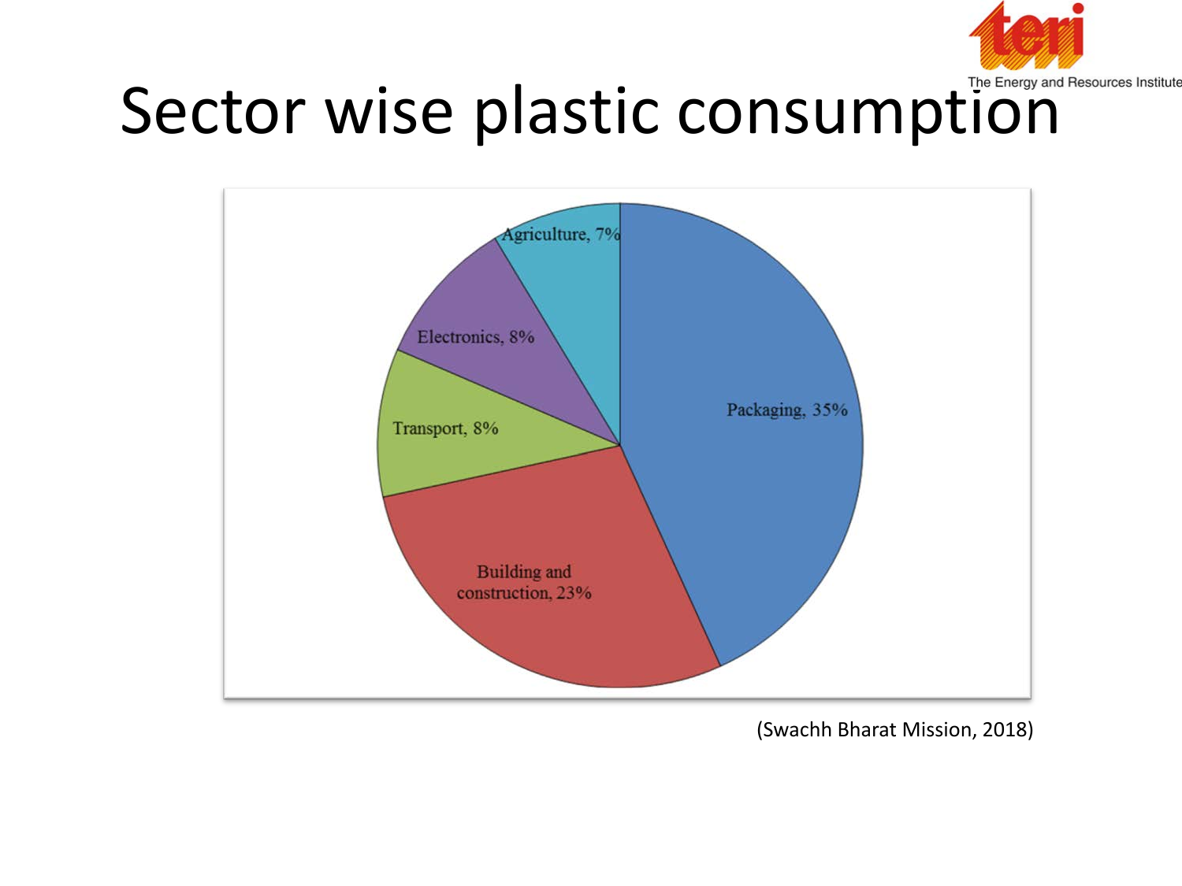# Sector wise plastic consumption

Agriculture, 7%

Electronics, 8%

Transport, 8%

Building and construction, 23%

Packaging, 35%

(Swachh Bharat Mission, 2018)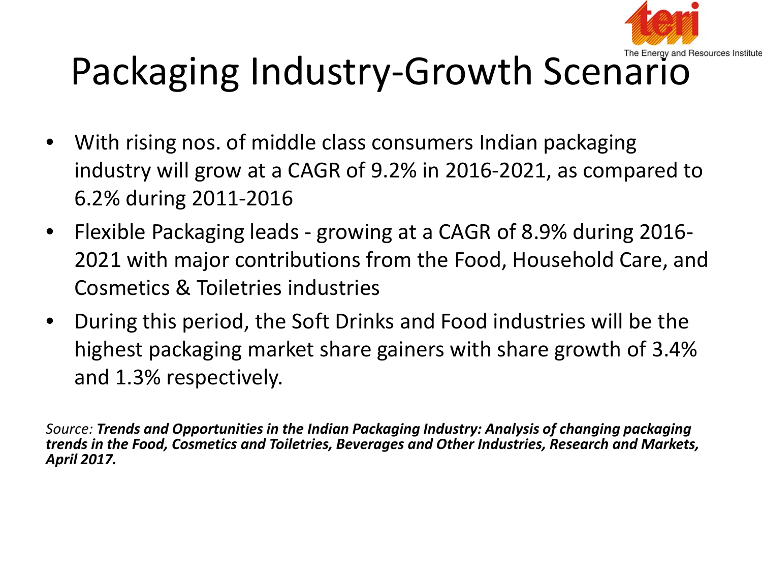# Packaging Industry-Growth Scenario

- With rising nos. of middle class consumers Indian packaging industry will grow at a CAGR of 9.2% in 2016-2021, as compared to 6.2% during 2011-2016
- Flexible Packaging leads - growing at a CAGR of 8.9% during 2016-2021 with major contributions from the Food, Household Care, and Cosmetics & Toiletries industries
- During this period, the Soft Drinks and Food industries will be the highest packaging market share gainers with share growth of 3.4% and 1.3% respectively.

*Source:* ***Trends and Opportunities in the Indian Packaging Industry: Analysis of changing packaging trends in the Food, Cosmetics and Toiletries, Beverages and Other Industries, Research and Markets, April 2017.***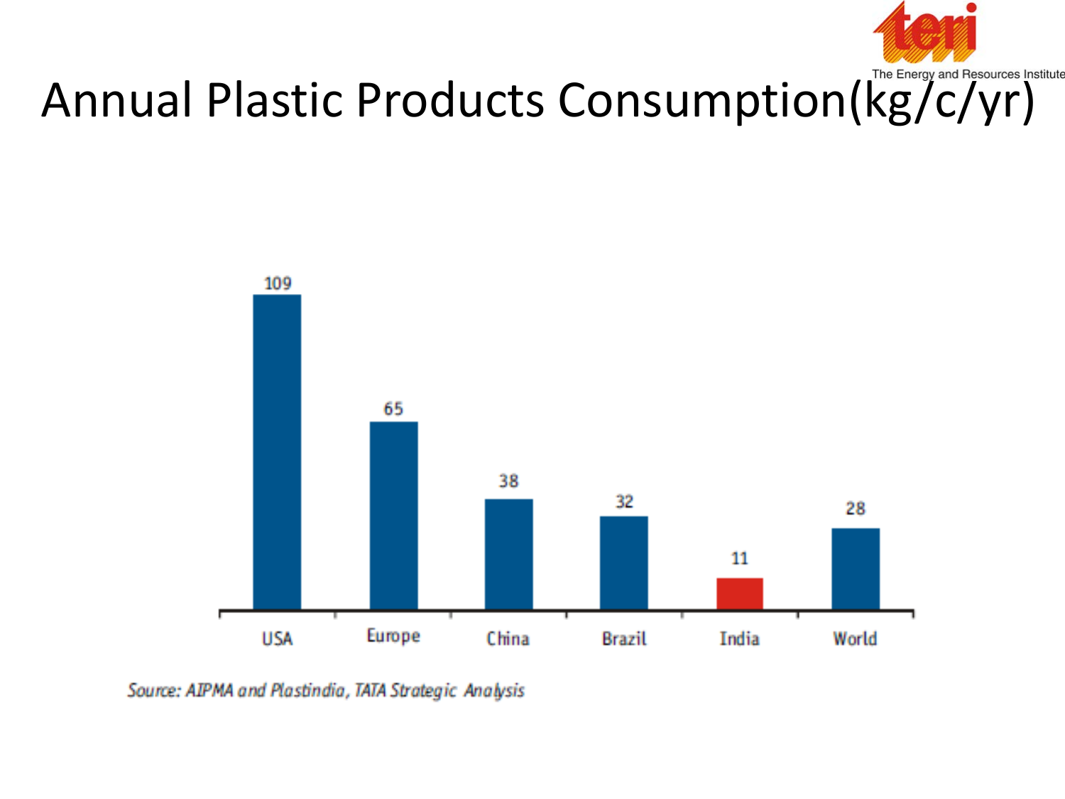# Annual Plastic Products Consumption(kg/c/yr)

109
65
38
32
11
28

USA
Europe
China
Brazil
India
World

*Source: AIPMA and Plastindia, TATA Strategic Analysis*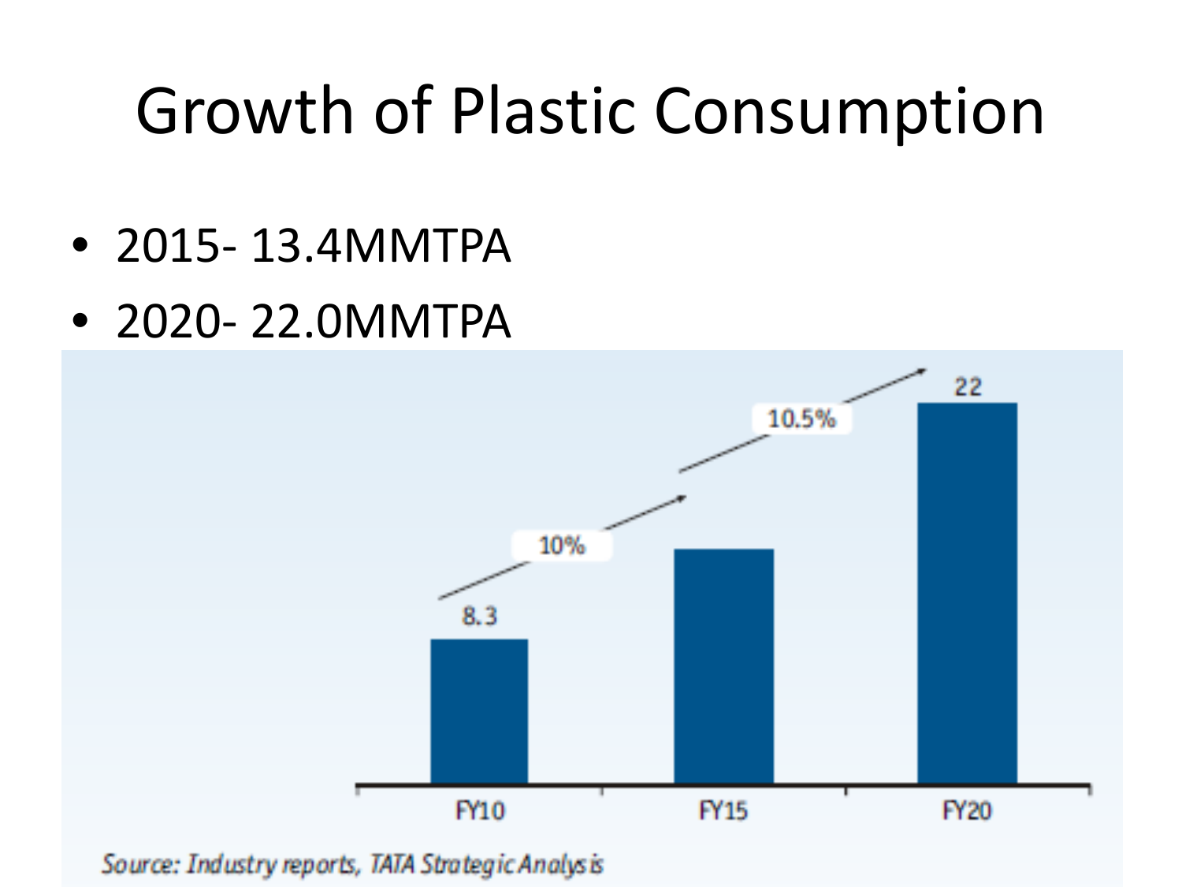# Growth of Plastic Consumption

- 2015- 13.4MMTPA
- 2020- 22.0MMTPA

22

10.5%

10%

8.3

FY10

FY15

FY20

*Source: Industry reports, TATA Strategic Analysis*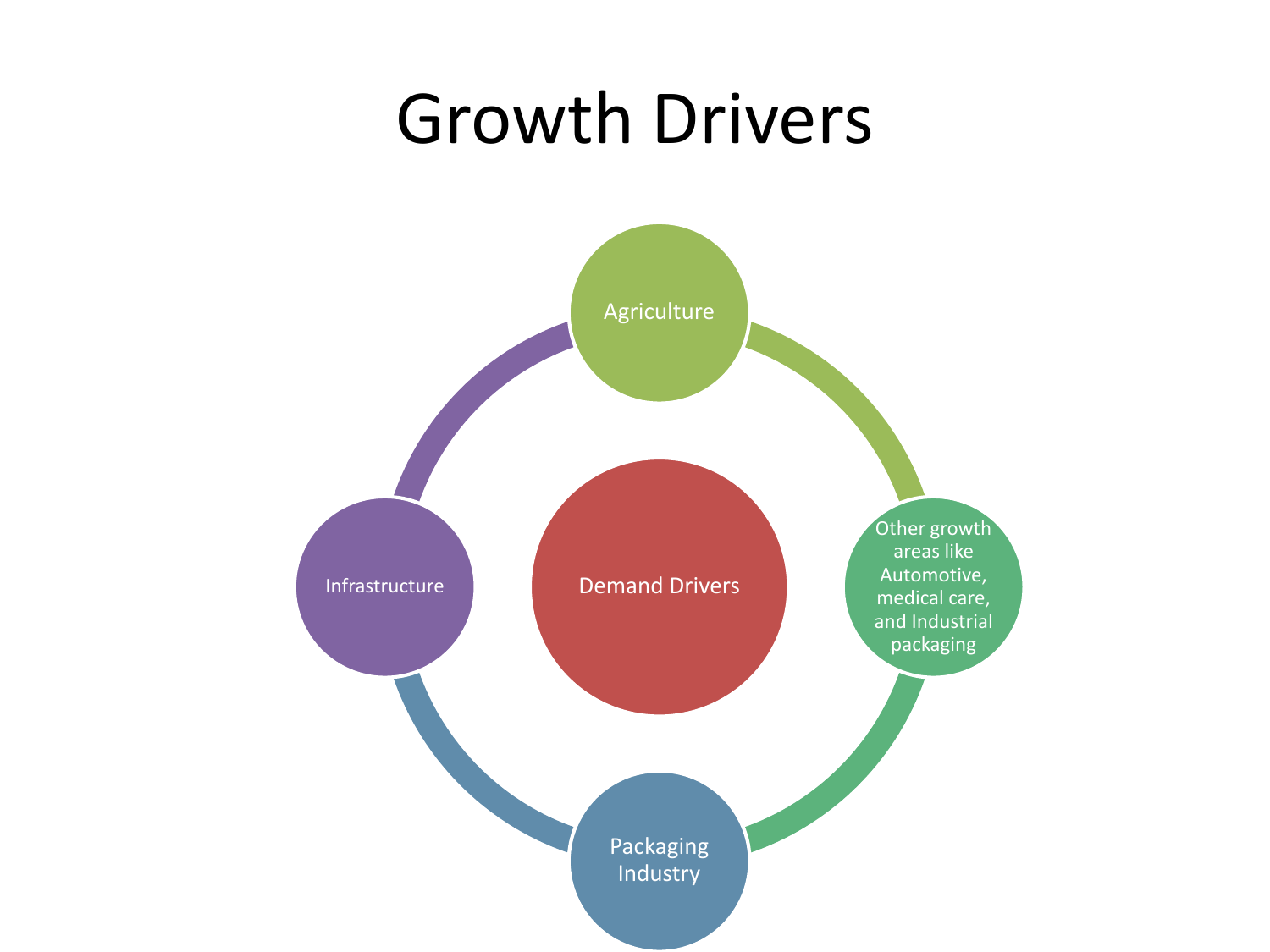# Growth Drivers

Agriculture

Other growth areas like Automotive, medical care, and Industrial packaging

Packaging Industry

Infrastructure

Demand Drivers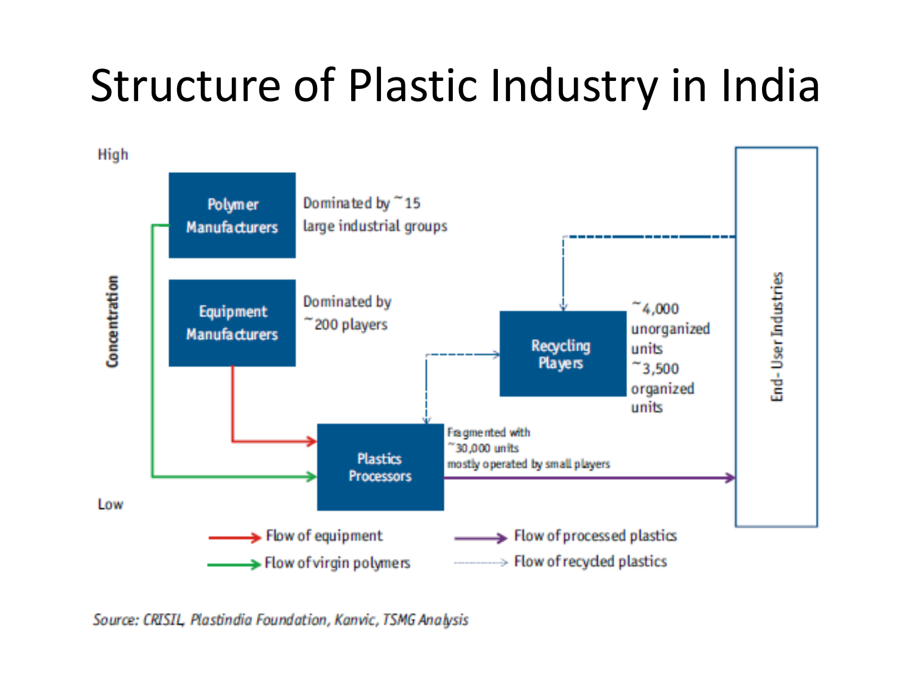# Structure of Plastic Industry in India

High

Concentration

Low

Polymer Manufacturers

Dominated by ~15 large industrial groups

Equipment Manufacturers

Dominated by ~200 players

Recycling Players

~4,000 unorganized units

~3,500 organized units

Plastics Processors

Fragmented with ~30,000 units mostly operated by small players

End-User Industries

Flow of equipment

Flow of virgin polymers

Flow of processed plastics

Flow of recycled plastics

*Source: CRISIL, Plastindia Foundation, Kanvic, TSMG Analysis*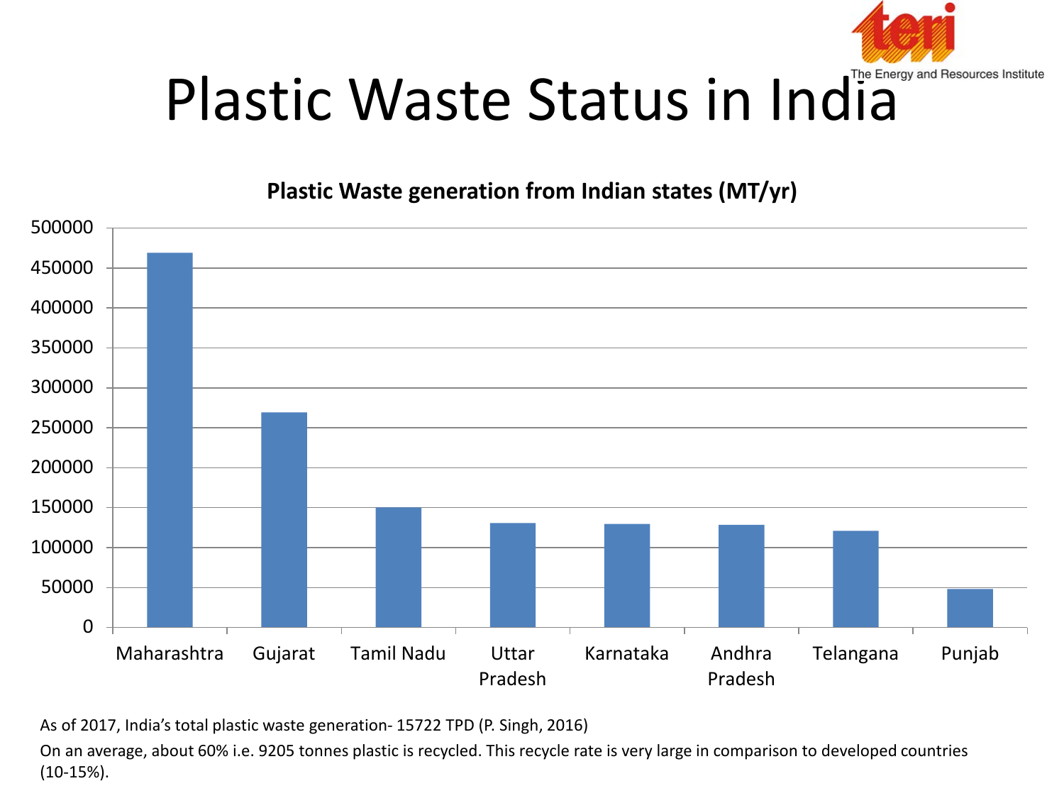# Plastic Waste Status in India

**Plastic Waste generation from Indian states (MT/yr)**

500000
450000
400000
350000
300000
250000
200000
150000
100000
50000
0

Maharashtra
Gujarat
Tamil Nadu
Uttar Pradesh
Karnataka
Andhra Pradesh
Telangana
Punjab

As of 2017, India's total plastic waste generation- 15722 TPD (P. Singh, 2016)

On an average, about 60% i.e. 9205 tonnes plastic is recycled. This recycle rate is very large in comparison to developed countries (10-15%).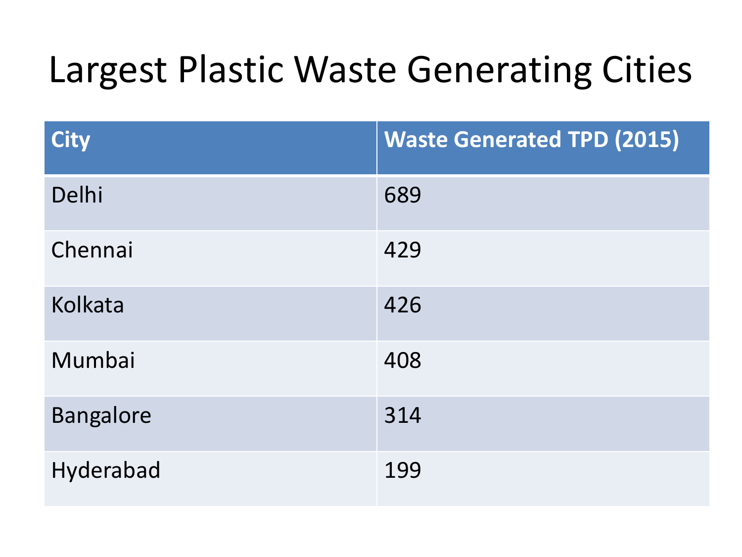# Largest Plastic Waste Generating Cities

| City | Waste Generated TPD (2015) |
|---|---|
| Delhi | 689 |
| Chennai | 429 |
| Kolkata | 426 |
| Mumbai | 408 |
| Bangalore | 314 |
| Hyderabad | 199 |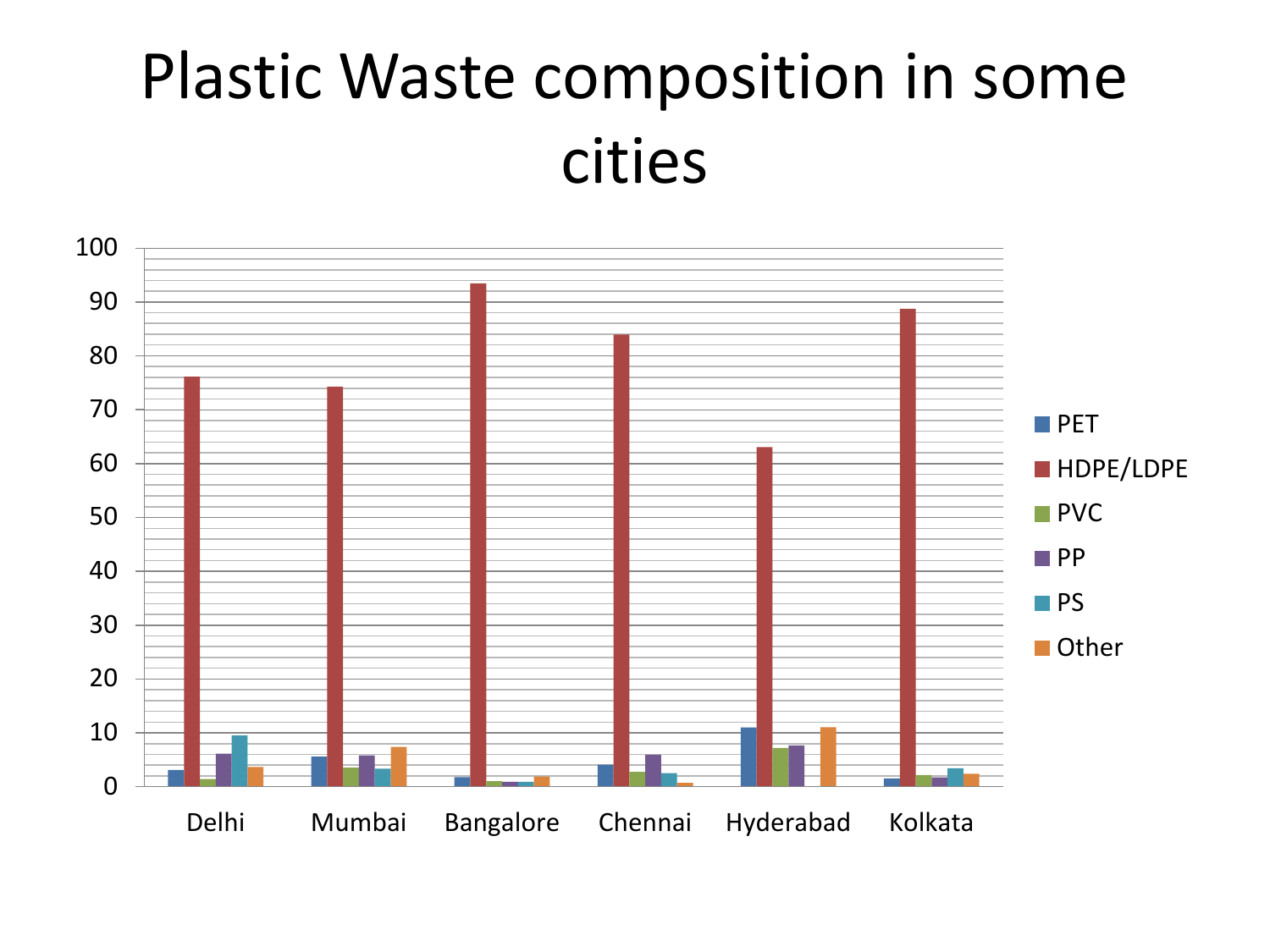# Plastic Waste composition in some cities

100
90
80
70
60
50
40
30
20
10
0

Delhi
Mumbai
Bangalore
Chennai
Hyderabad
Kolkata

PET
HDPE/LDPE
PVC
PP
PS
Other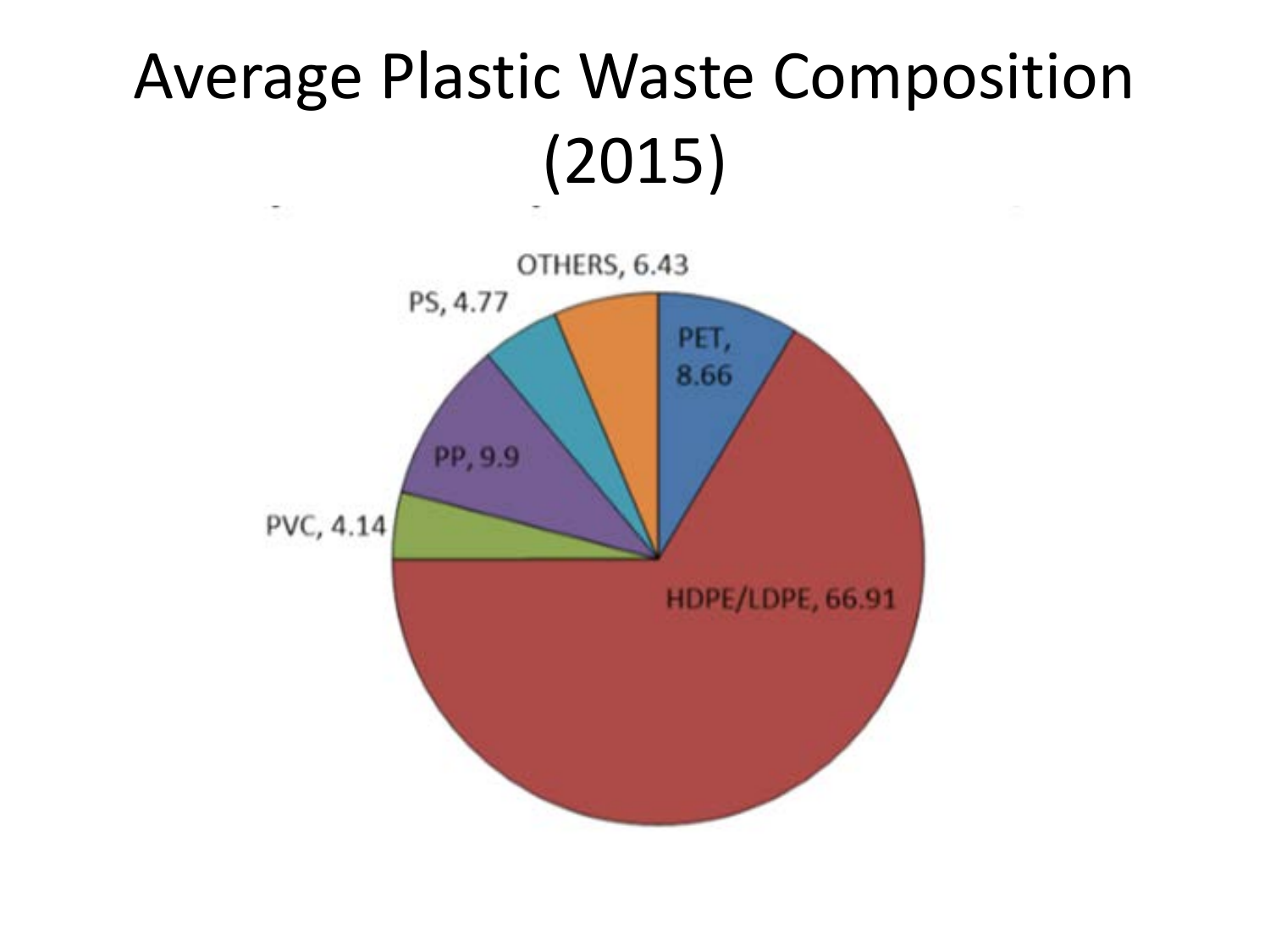# Average Plastic Waste Composition (2015)

OTHERS, 6.43

PS, 4.77

PET, 8.66

PP, 9.9

PVC, 4.14

HDPE/LDPE, 66.91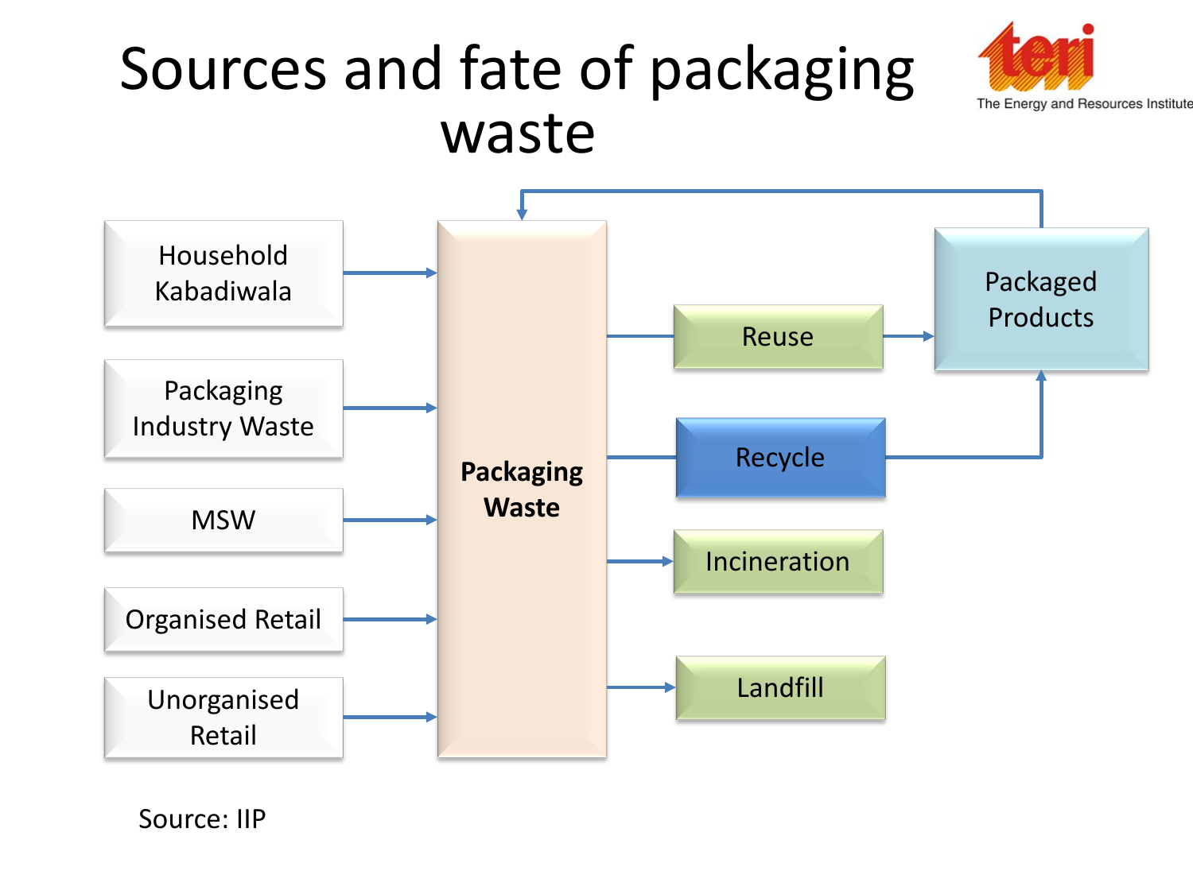# Sources and fate of packaging waste

Household Kabadiwala

Packaging Industry Waste

MSW

Organised Retail

Unorganised Retail

**Packaging Waste**

Reuse

Recycle

Incineration

Landfill

Packaged Products

Source: IIP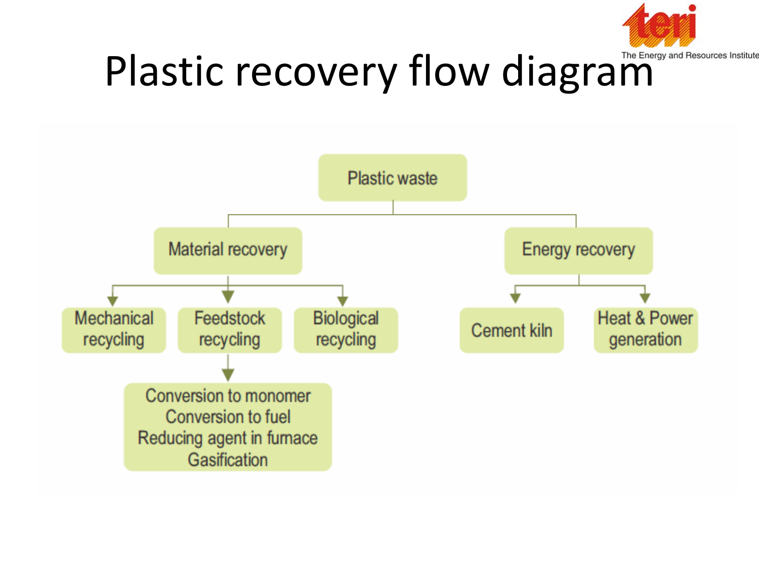# Plastic recovery flow diagram

Plastic waste

Material recovery

Energy recovery

Mechanical recycling

Feedstock recycling

Biological recycling

Cement kiln

Heat & Power generation

Conversion to monomer
Conversion to fuel
Reducing agent in furnace
Gasification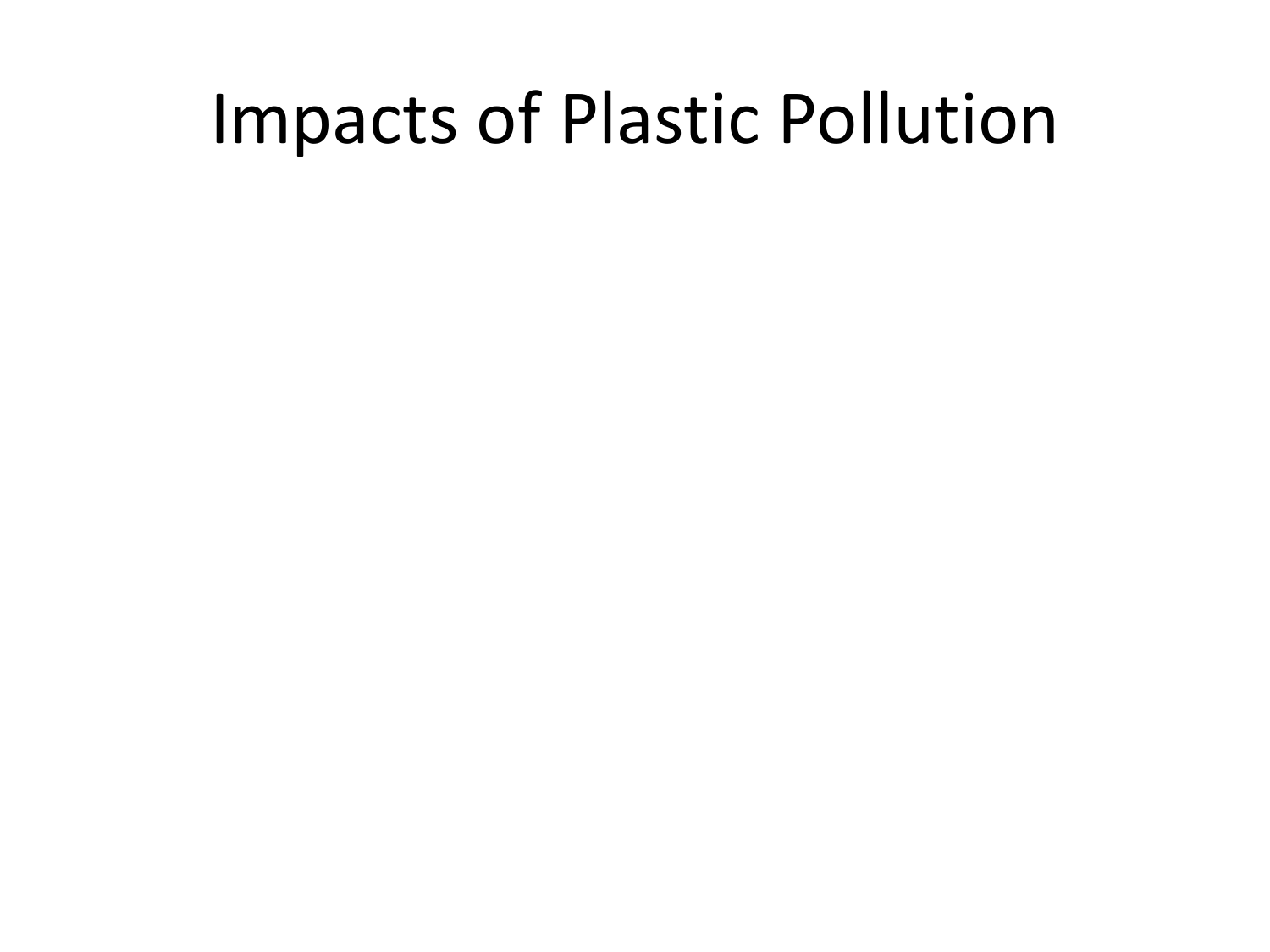# Impacts of Plastic Pollution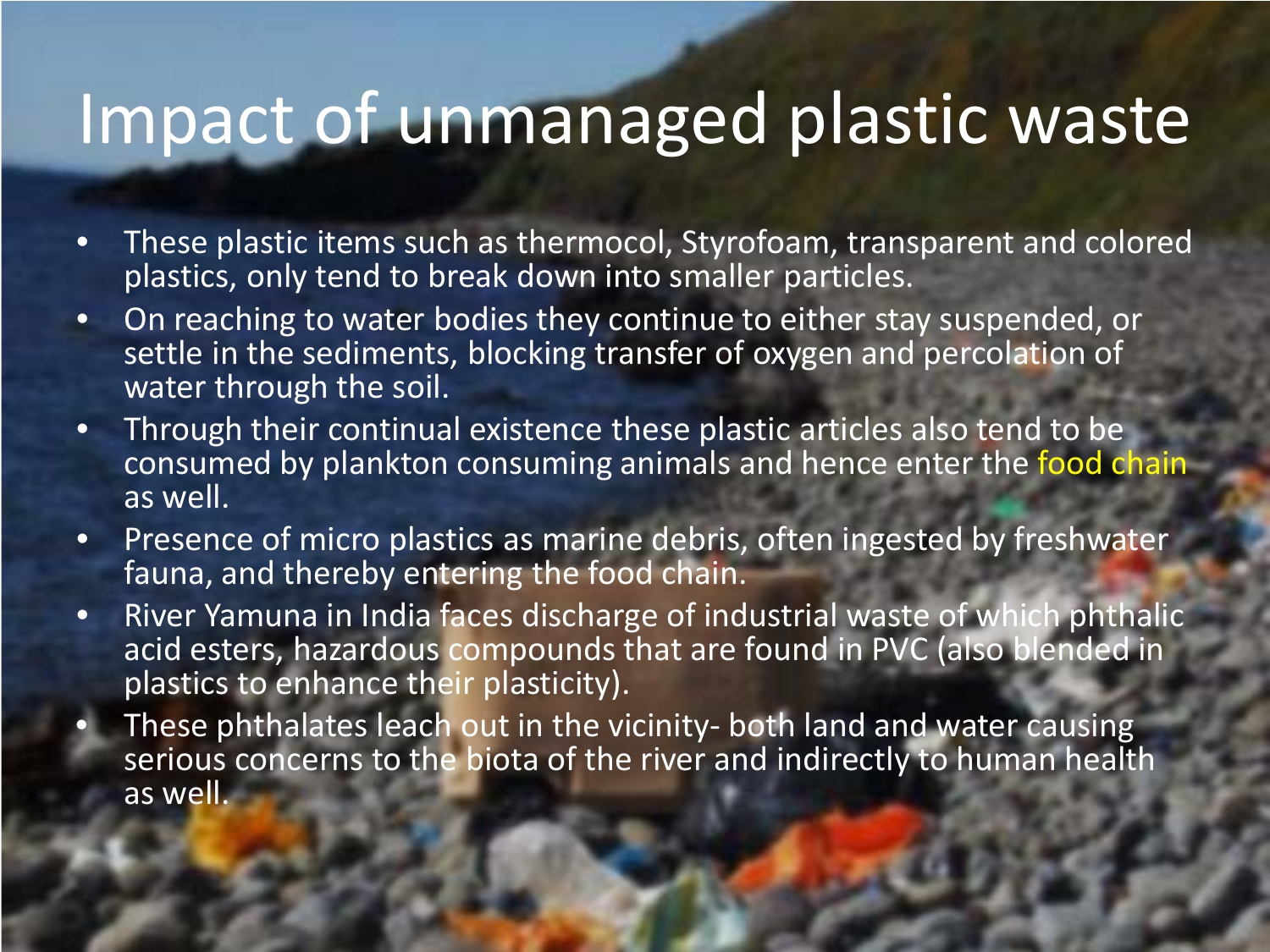# Impact of unmanaged plastic waste

- These plastic items such as thermocol, Styrofoam, transparent and colored plastics, only tend to break down into smaller particles.
- On reaching to water bodies they continue to either stay suspended, or settle in the sediments, blocking transfer of oxygen and percolation of water through the soil.
- Through their continual existence these plastic articles also tend to be consumed by plankton consuming animals and hence enter the food chain as well.
- Presence of micro plastics as marine debris, often ingested by freshwater fauna, and thereby entering the food chain.
- River Yamuna in India faces discharge of industrial waste of which phthalic acid esters, hazardous compounds that are found in PVC (also blended in plastics to enhance their plasticity).
- These phthalates leach out in the vicinity- both land and water causing serious concerns to the biota of the river and indirectly to human health as well.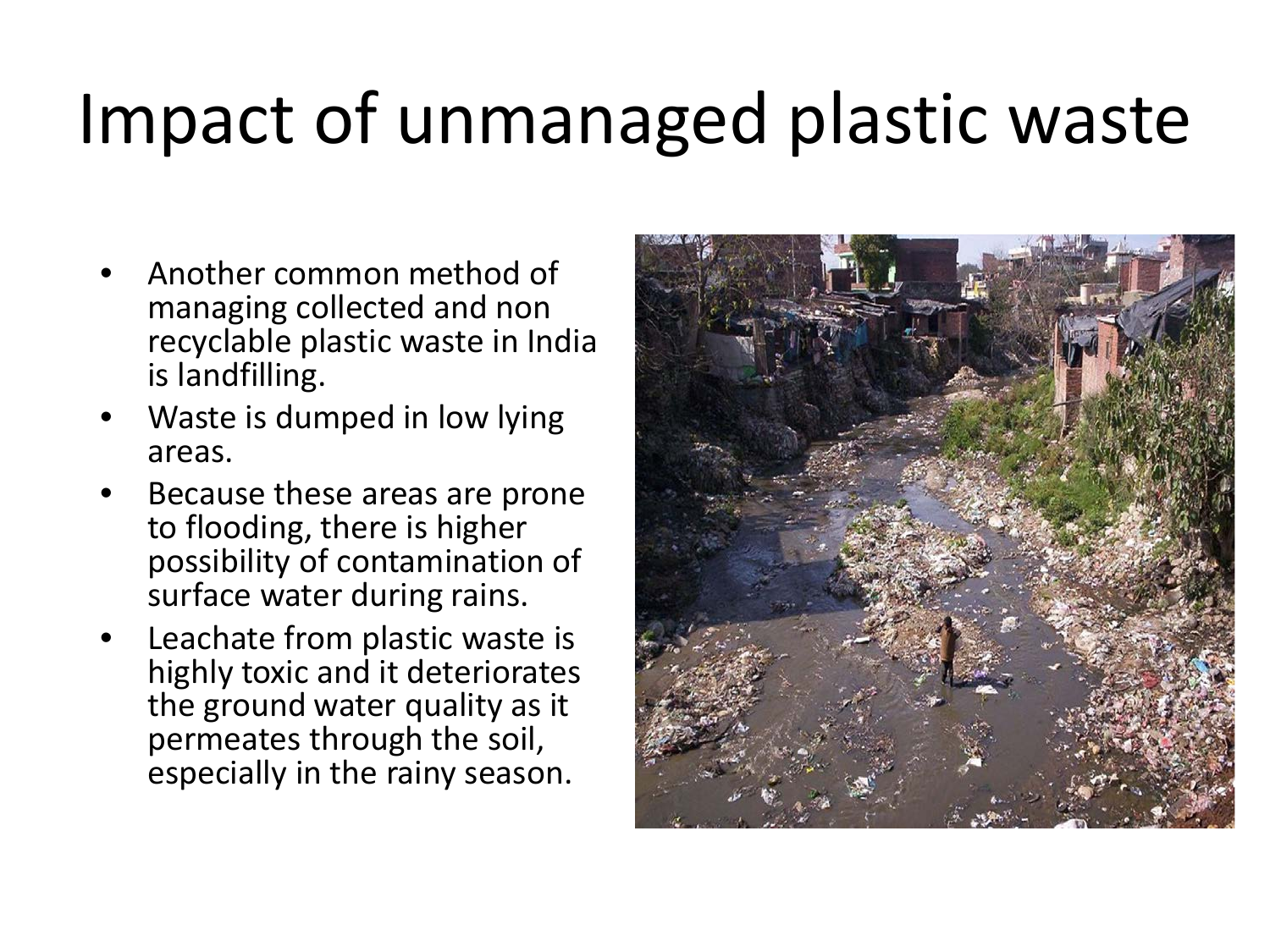# Impact of unmanaged plastic waste

- Another common method of managing collected and non recyclable plastic waste in India is landfilling.
- Waste is dumped in low lying areas.
- Because these areas are prone to flooding, there is higher possibility of contamination of surface water during rains.
- Leachate from plastic waste is highly toxic and it deteriorates the ground water quality as it permeates through the soil, especially in the rainy season.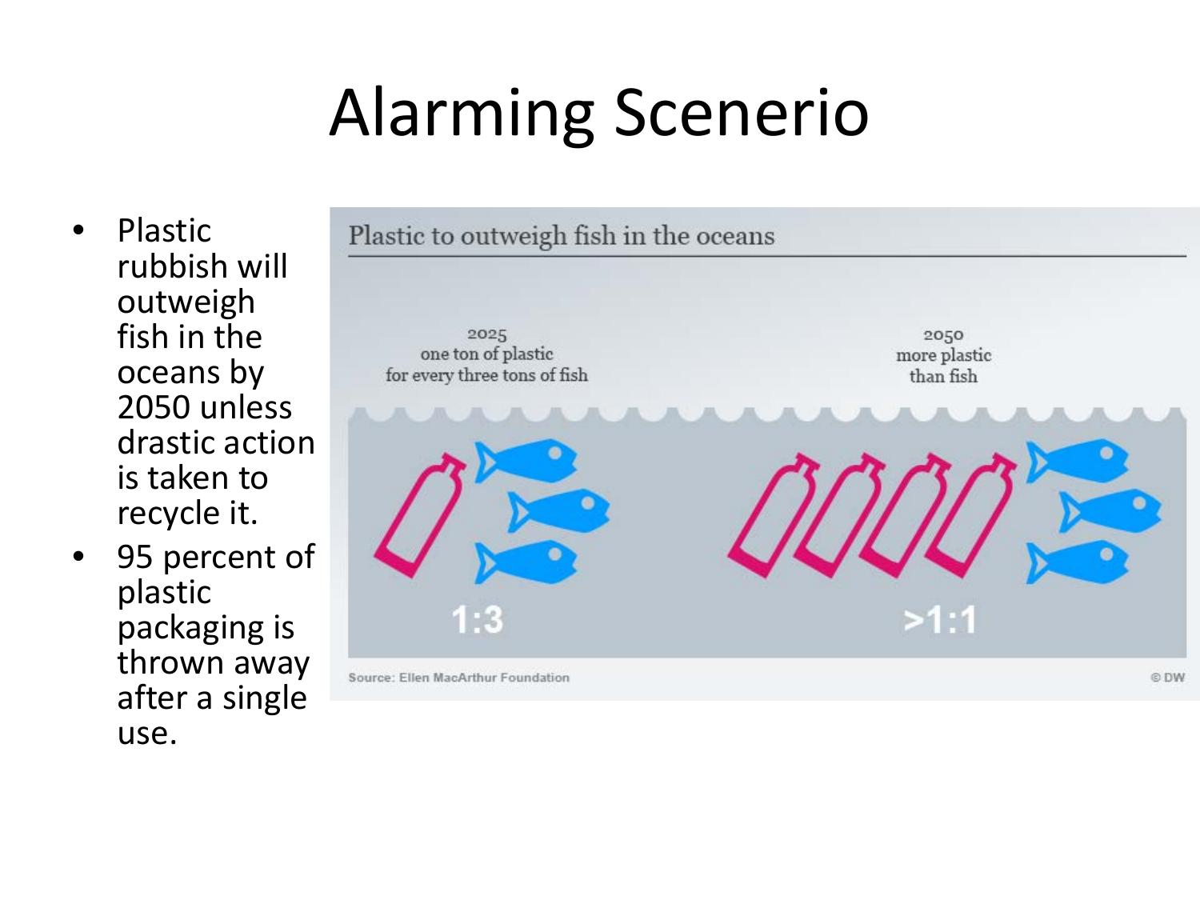# Alarming Scenerio

- Plastic rubbish will outweigh fish in the oceans by 2050 unless drastic action is taken to recycle it.
- 95 percent of plastic packaging is thrown away after a single use.

Plastic to outweigh fish in the oceans

2025
one ton of plastic
for every three tons of fish

2050
more plastic
than fish

1:3

>1:1

Source: Ellen MacArthur Foundation

© DW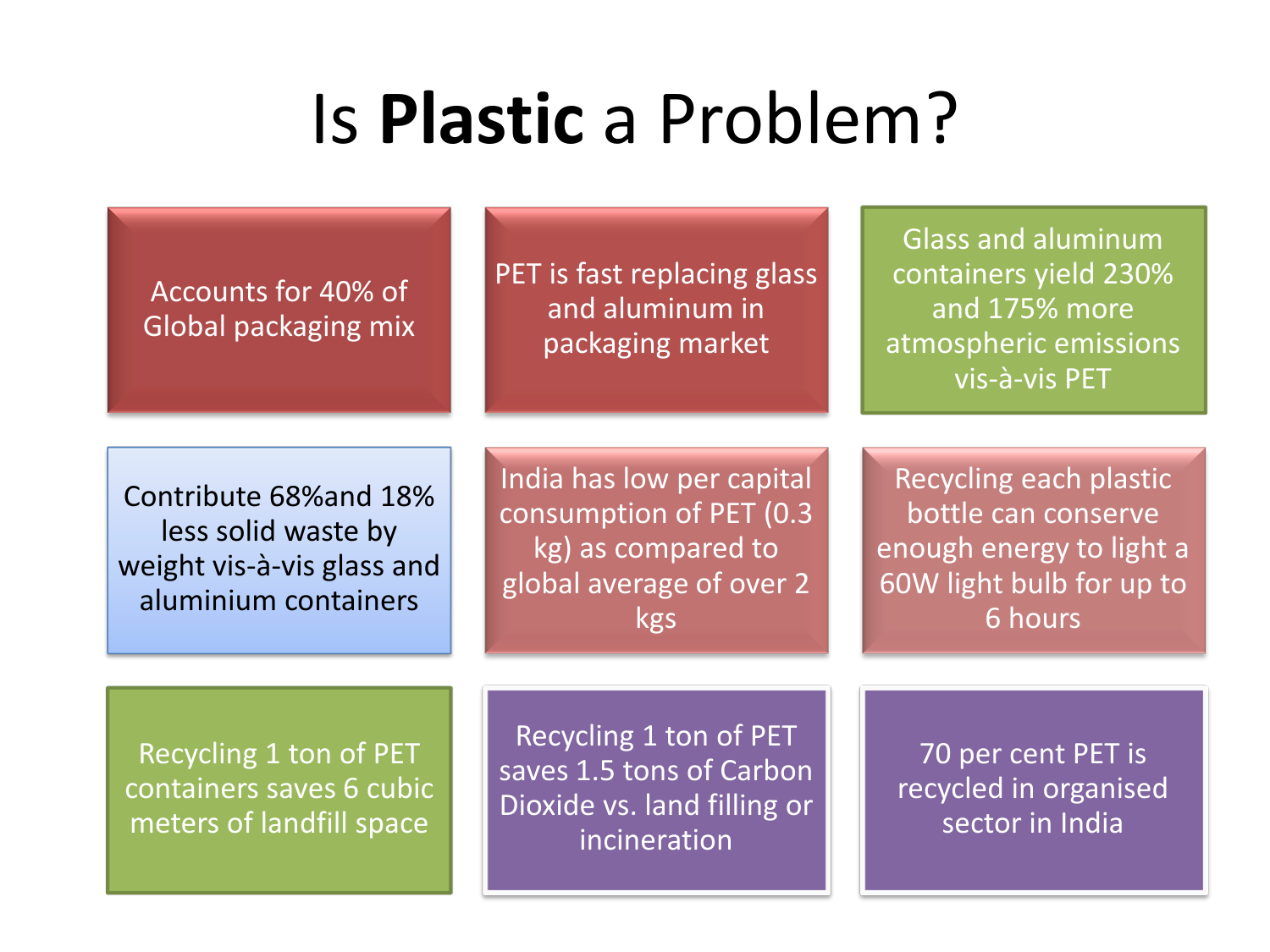# Is **Plastic** a Problem?

Accounts for 40% of Global packaging mix

PET is fast replacing glass and aluminum in packaging market

Glass and aluminum containers yield 230% and 175% more atmospheric emissions vis-à-vis PET

Contribute 68%and 18% less solid waste by weight vis-à-vis glass and aluminium containers

India has low per capital consumption of PET (0.3 kg) as compared to global average of over 2 kgs

Recycling each plastic bottle can conserve enough energy to light a 60W light bulb for up to 6 hours

Recycling 1 ton of PET containers saves 6 cubic meters of landfill space

Recycling 1 ton of PET saves 1.5 tons of Carbon Dioxide vs. land filling or incineration

70 per cent PET is recycled in organised sector in India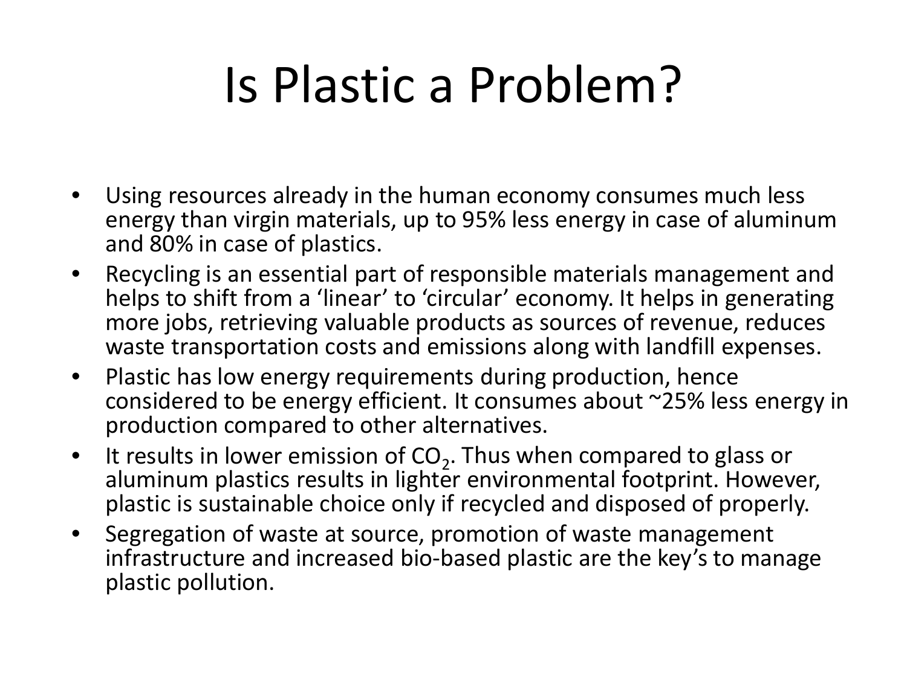# Is Plastic a Problem?

- Using resources already in the human economy consumes much less energy than virgin materials, up to 95% less energy in case of aluminum and 80% in case of plastics.
- Recycling is an essential part of responsible materials management and helps to shift from a 'linear' to 'circular' economy. It helps in generating more jobs, retrieving valuable products as sources of revenue, reduces waste transportation costs and emissions along with landfill expenses.
- Plastic has low energy requirements during production, hence considered to be energy efficient. It consumes about ~25% less energy in production compared to other alternatives.
- It results in lower emission of $CO_2$. Thus when compared to glass or aluminum plastics results in lighter environmental footprint. However, plastic is sustainable choice only if recycled and disposed of properly.
- Segregation of waste at source, promotion of waste management infrastructure and increased bio-based plastic are the key's to manage plastic pollution.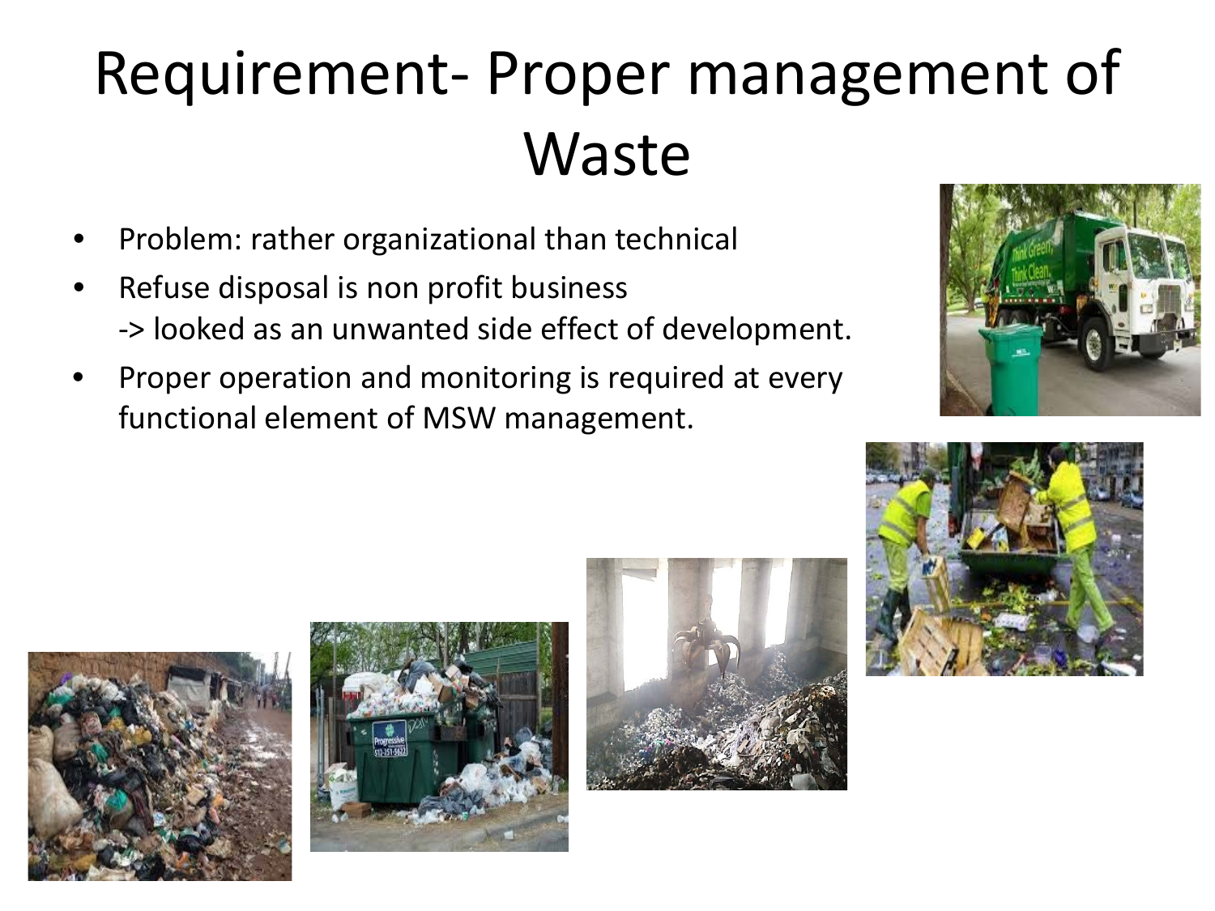# Requirement- Proper management of Waste

- Problem: rather organizational than technical
- Refuse disposal is non profit business
  -> looked as an unwanted side effect of development.
- Proper operation and monitoring is required at every functional element of MSW management.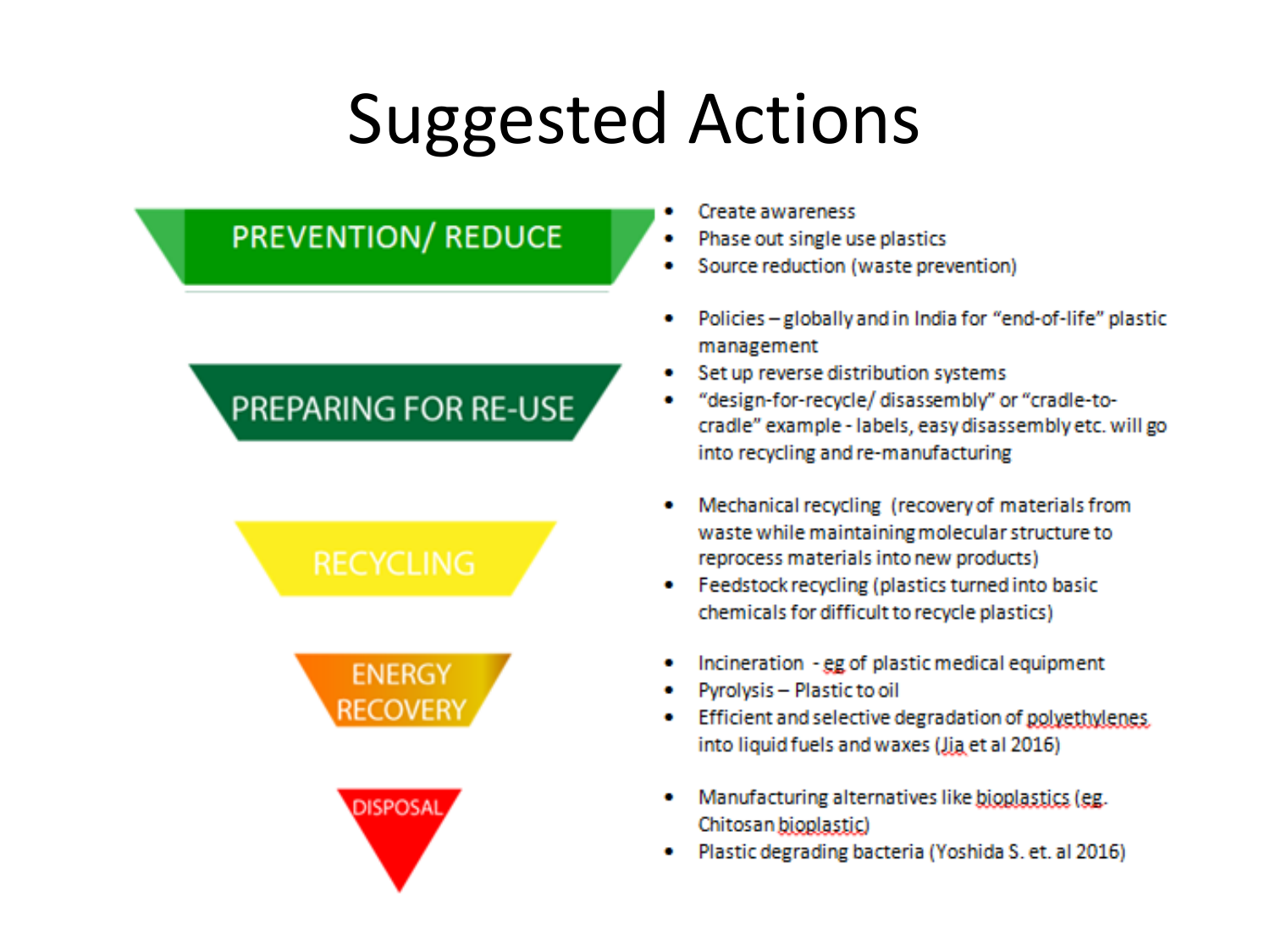# Suggested Actions

**PREVENTION/ REDUCE**

- Create awareness
- Phase out single use plastics
- Source reduction (waste prevention)

**PREPARING FOR RE-USE**

- Policies – globally and in India for "end-of-life" plastic management
- Set up reverse distribution systems
- "design-for-recycle/ disassembly" or "cradle-to-cradle" example - labels, easy disassembly etc. will go into recycling and re-manufacturing

**RECYCLING**

- Mechanical recycling (recovery of materials from waste while maintaining molecular structure to reprocess materials into new products)
- Feedstock recycling (plastics turned into basic chemicals for difficult to recycle plastics)

**ENERGY RECOVERY**

- Incineration - eg of plastic medical equipment
- Pyrolysis – Plastic to oil
- Efficient and selective degradation of polyethylenes into liquid fuels and waxes (Jia et al 2016)

**DISPOSAL**

- Manufacturing alternatives like bioplastics (eg. Chitosan bioplastic)
- Plastic degrading bacteria (Yoshida S. et. al 2016)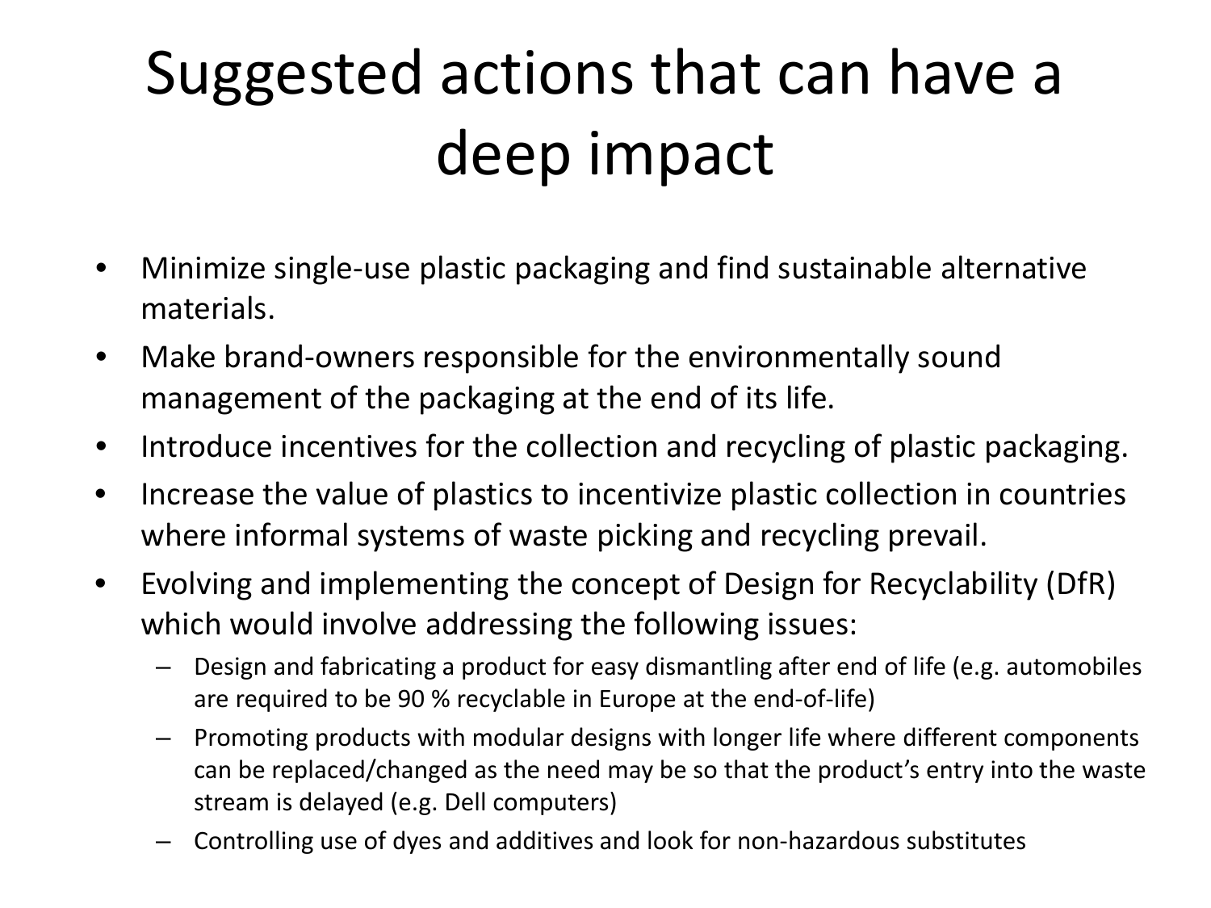# Suggested actions that can have a deep impact

- Minimize single-use plastic packaging and find sustainable alternative materials.
- Make brand-owners responsible for the environmentally sound management of the packaging at the end of its life.
- Introduce incentives for the collection and recycling of plastic packaging.
- Increase the value of plastics to incentivize plastic collection in countries where informal systems of waste picking and recycling prevail.
- Evolving and implementing the concept of Design for Recyclability (DfR) which would involve addressing the following issues:
  - Design and fabricating a product for easy dismantling after end of life (e.g. automobiles are required to be 90 % recyclable in Europe at the end-of-life)
  - Promoting products with modular designs with longer life where different components can be replaced/changed as the need may be so that the product's entry into the waste stream is delayed (e.g. Dell computers)
  - Controlling use of dyes and additives and look for non-hazardous substitutes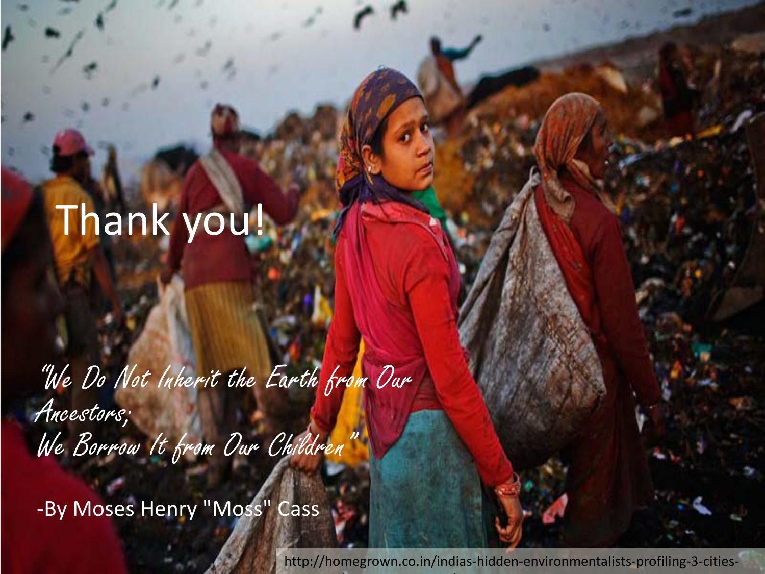# Thank you!

*"We Do Not Inherit the Earth from Our Ancestors;*
*We Borrow It from Our Children"*

-By Moses Henry "Moss" Cass

http://homegrown.co.in/indias-hidden-environmentalists-profiling-3-cities-